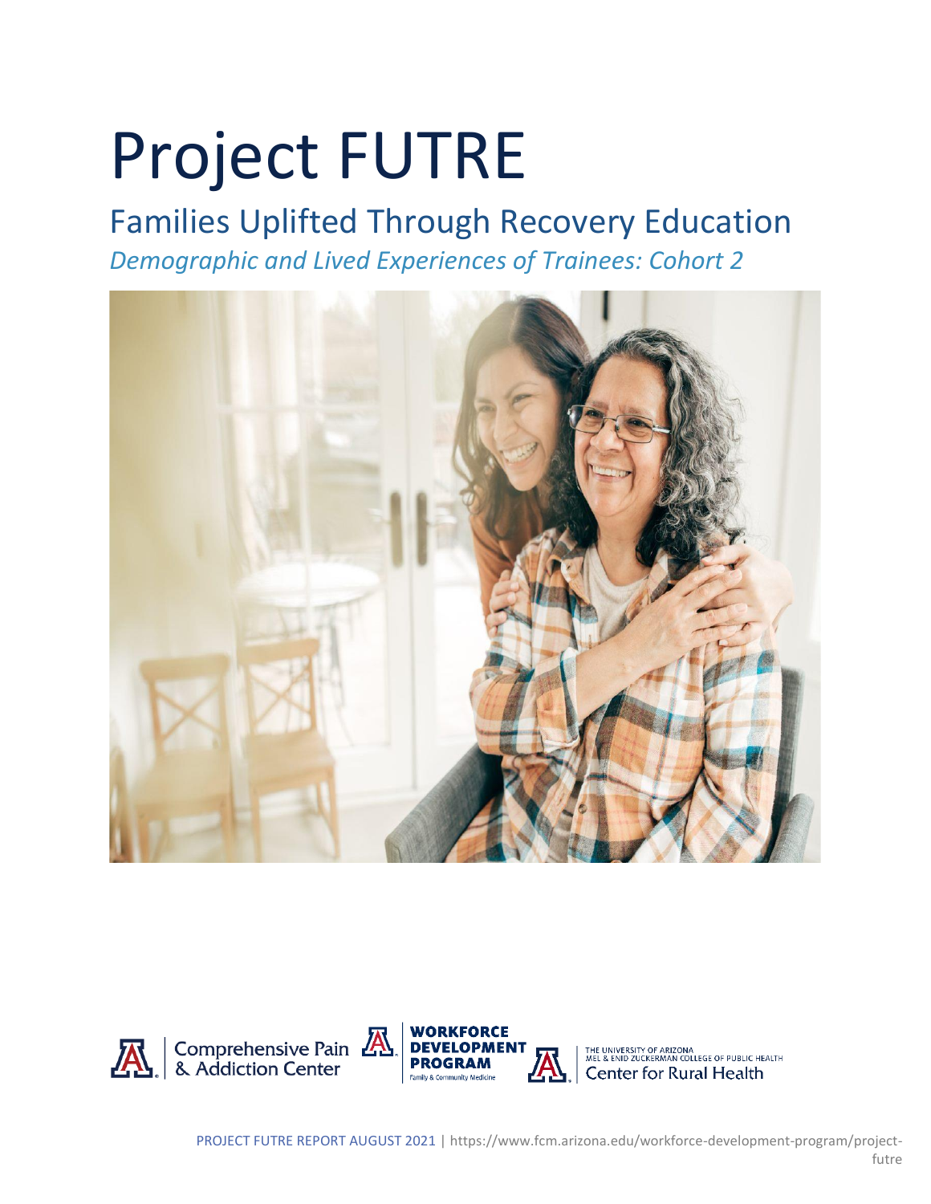# Project FUTRE

## Families Uplifted Through Recovery Education

*Demographic and Lived Experiences of Trainees: Cohort 2*

Comprehensive Pain & Addiction Center

WORKFORCE DEVELOPMENT PROGRAM Family & Community Medicine

THE UNIVERSITY OF ARIZONA MEL & ENID ZUCKERMAN COLLEGE OF PUBLIC HEALTH Center for Rural Health

PROJECT FUTRE REPORT AUGUST 2021 | https://www.fcm.arizona.edu/workforce-development-program/project-futre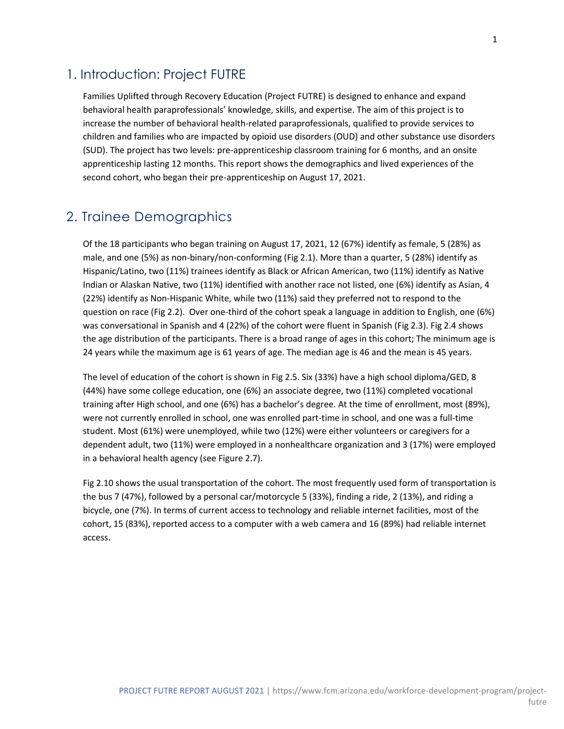## 1. Introduction: Project FUTRE

Families Uplifted through Recovery Education (Project FUTRE) is designed to enhance and expand behavioral health paraprofessionals' knowledge, skills, and expertise. The aim of this project is to increase the number of behavioral health-related paraprofessionals, qualified to provide services to children and families who are impacted by opioid use disorders (OUD) and other substance use disorders (SUD). The project has two levels: pre-apprenticeship classroom training for 6 months, and an onsite apprenticeship lasting 12 months. This report shows the demographics and lived experiences of the second cohort, who began their pre-apprenticeship on August 17, 2021.

## 2. Trainee Demographics

Of the 18 participants who began training on August 17, 2021, 12 (67%) identify as female, 5 (28%) as male, and one (5%) as non-binary/non-conforming (Fig 2.1). More than a quarter, 5 (28%) identify as Hispanic/Latino, two (11%) trainees identify as Black or African American, two (11%) identify as Native Indian or Alaskan Native, two (11%) identified with another race not listed, one (6%) identify as Asian, 4 (22%) identify as Non-Hispanic White, while two (11%) said they preferred not to respond to the question on race (Fig 2.2). Over one-third of the cohort speak a language in addition to English, one (6%) was conversational in Spanish and 4 (22%) of the cohort were fluent in Spanish (Fig 2.3). Fig 2.4 shows the age distribution of the participants. There is a broad range of ages in this cohort; The minimum age is 24 years while the maximum age is 61 years of age. The median age is 46 and the mean is 45 years.

The level of education of the cohort is shown in Fig 2.5. Six (33%) have a high school diploma/GED, 8 (44%) have some college education, one (6%) an associate degree, two (11%) completed vocational training after High school, and one (6%) has a bachelor's degree. At the time of enrollment, most (89%), were not currently enrolled in school, one was enrolled part-time in school, and one was a full-time student. Most (61%) were unemployed, while two (12%) were either volunteers or caregivers for a dependent adult, two (11%) were employed in a nonhealthcare organization and 3 (17%) were employed in a behavioral health agency (see Figure 2.7).

Fig 2.10 shows the usual transportation of the cohort. The most frequently used form of transportation is the bus 7 (47%), followed by a personal car/motorcycle 5 (33%), finding a ride, 2 (13%), and riding a bicycle, one (7%). In terms of current access to technology and reliable internet facilities, most of the cohort, 15 (83%), reported access to a computer with a web camera and 16 (89%) had reliable internet access.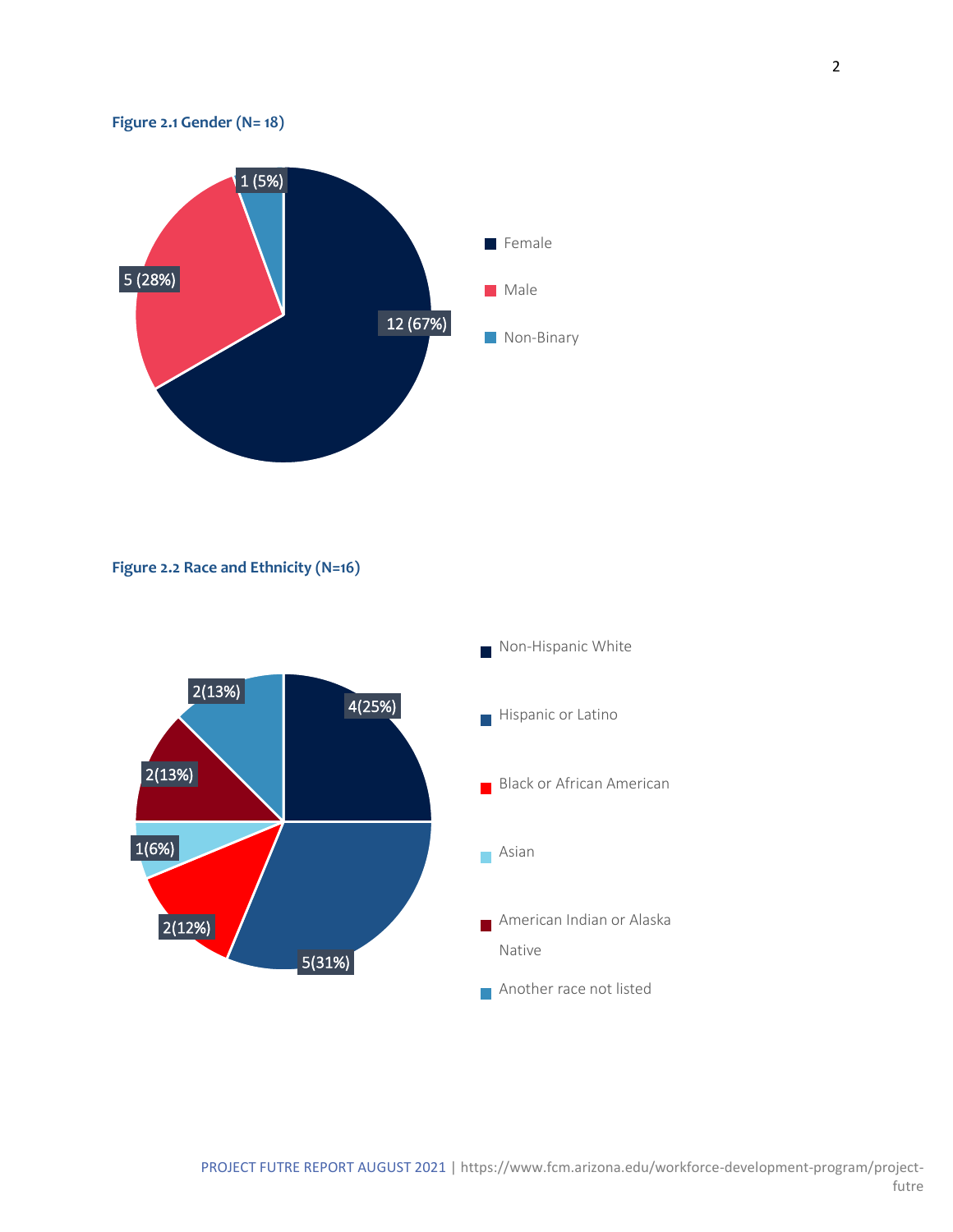**Figure 2.1 Gender (N= 18)**

| Gender | Count (%) |
|---|---|
| Female | 12 (67%) |
| Male | 5 (28%) |
| Non-Binary | 1 (5%) |

**Figure 2.2 Race and Ethnicity (N=16)**

| Race and Ethnicity | Count (%) |
|---|---|
| Non-Hispanic White | 4(25%) |
| Hispanic or Latino | 5(31%) |
| Black or African American | 2(12%) |
| Asian | 1(6%) |
| American Indian or Alaska Native | 2(13%) |
| Another race not listed | 2(13%) |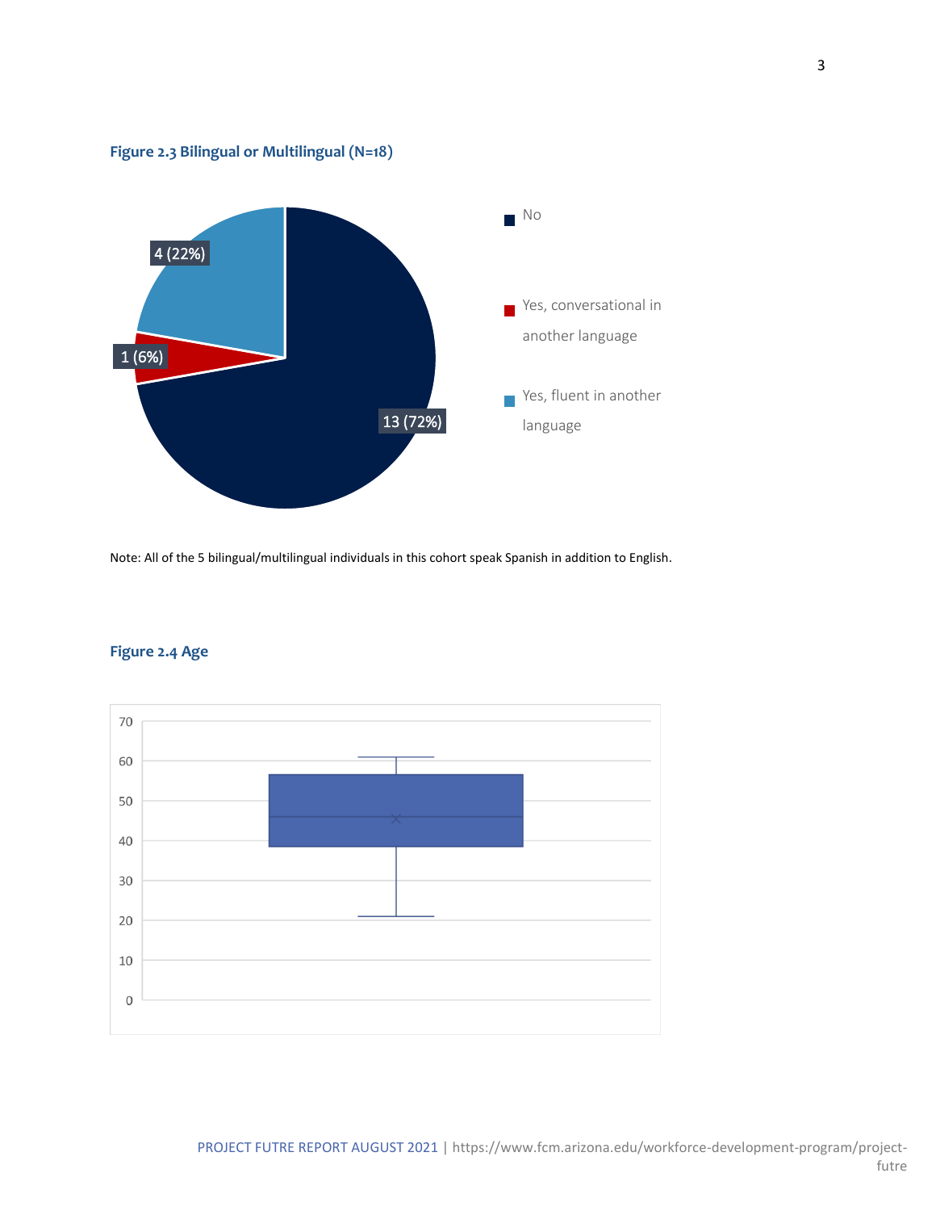**Figure 2.3 Bilingual or Multilingual (N=18)**

Note: All of the 5 bilingual/multilingual individuals in this cohort speak Spanish in addition to English.

**Figure 2.4 Age**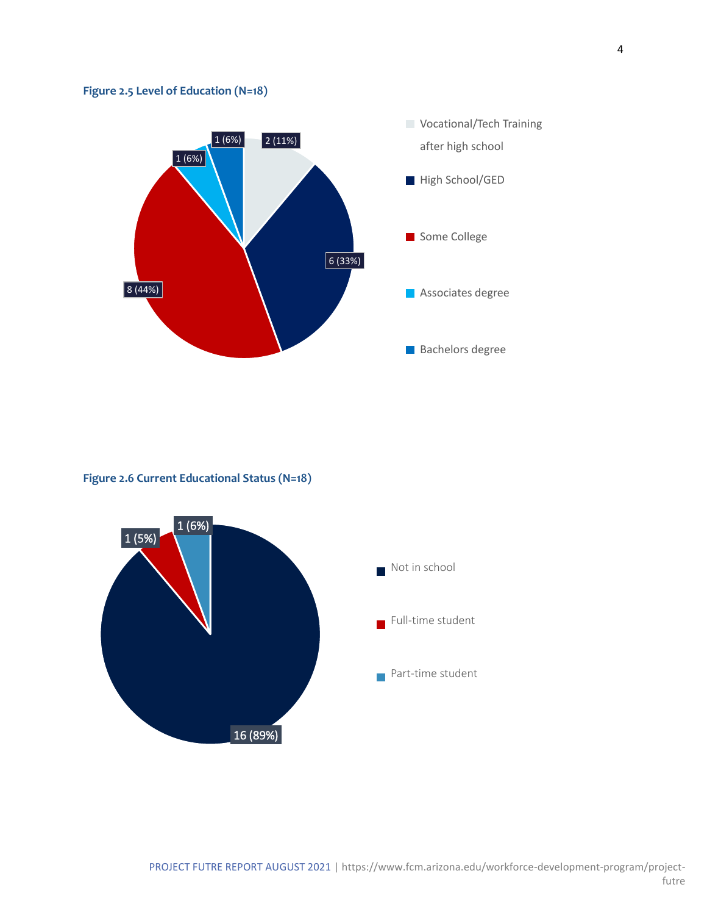**Figure 2.5 Level of Education (N=18)**

| Level of Education | Count (%) |
|---|---|
| Vocational/Tech Training after high school | 2 (11%) |
| High School/GED | 6 (33%) |
| Some College | 8 (44%) |
| Associates degree | 1 (6%) |
| Bachelors degree | 1 (6%) |

**Figure 2.6 Current Educational Status (N=18)**

| Current Educational Status | Count (%) |
|---|---|
| Not in school | 16 (89%) |
| Full-time student | 1 (5%) |
| Part-time student | 1 (6%) |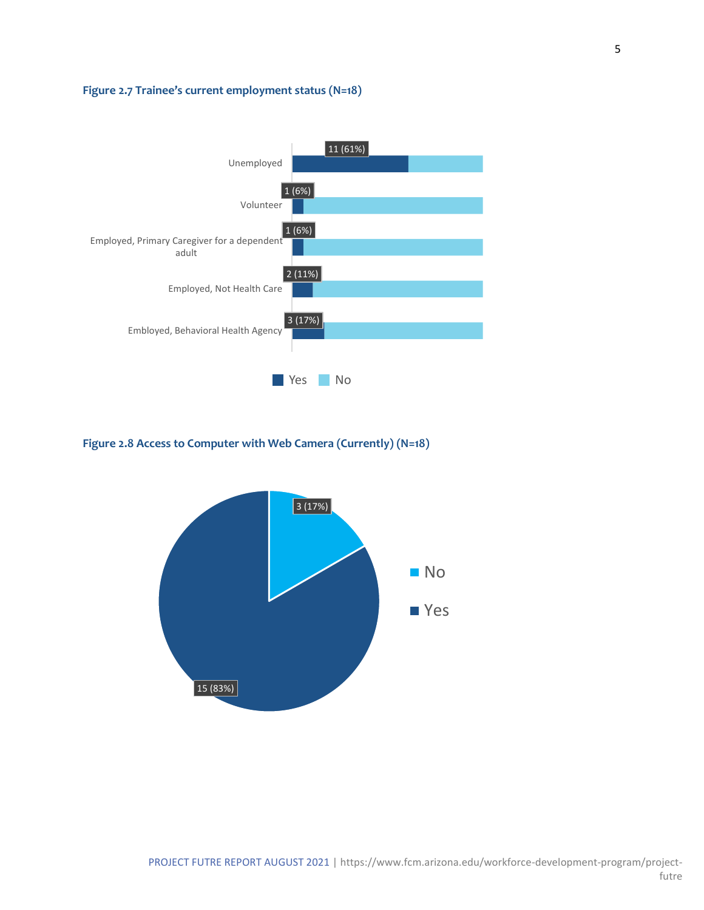**Figure 2.7 Trainee's current employment status (N=18)**

| Employment status | Yes |
| --- | --- |
| Unemployed | 11 (61%) |
| Volunteer | 1 (6%) |
| Employed, Primary Caregiver for a dependent adult | 1 (6%) |
| Employed, Not Health Care | 2 (11%) |
| Embloyed, Behavioral Health Agency | 3 (17%) |

**Figure 2.8 Access to Computer with Web Camera (Currently) (N=18)**

| Response | Count (%) |
| --- | --- |
| No | 3 (17%) |
| Yes | 15 (83%) |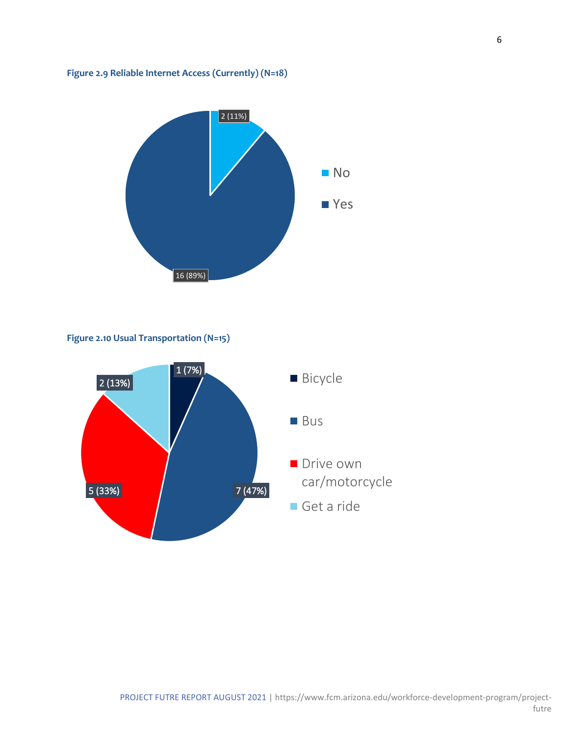**Figure 2.9 Reliable Internet Access (Currently) (N=18)**

| Response | Count (%) |
| --- | --- |
| No | 2 (11%) |
| Yes | 16 (89%) |

**Figure 2.10 Usual Transportation (N=15)**

| Response | Count (%) |
| --- | --- |
| Bicycle | 1 (7%) |
| Bus | 7 (47%) |
| Drive own car/motorcycle | 5 (33%) |
| Get a ride | 2 (13%) |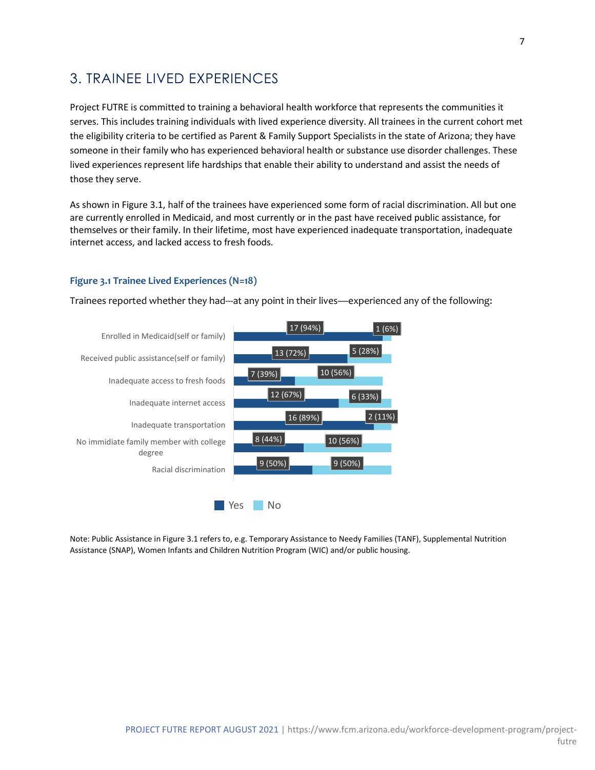## 3. TRAINEE LIVED EXPERIENCES

Project FUTRE is committed to training a behavioral health workforce that represents the communities it serves. This includes training individuals with lived experience diversity. All trainees in the current cohort met the eligibility criteria to be certified as Parent & Family Support Specialists in the state of Arizona; they have someone in their family who has experienced behavioral health or substance use disorder challenges. These lived experiences represent life hardships that enable their ability to understand and assist the needs of those they serve.

As shown in Figure 3.1, half of the trainees have experienced some form of racial discrimination. All but one are currently enrolled in Medicaid, and most currently or in the past have received public assistance, for themselves or their family. In their lifetime, most have experienced inadequate transportation, inadequate internet access, and lacked access to fresh foods.

**Figure 3.1 Trainee Lived Experiences (N=18)**

Trainees reported whether they had---at any point in their lives—experienced any of the following:

| | Yes | No |
|---|---|---|
| Enrolled in Medicaid(self or family) | 17 (94%) | 1 (6%) |
| Received public assistance(self or family) | 13 (72%) | 5 (28%) |
| Inadequate access to fresh foods | 7 (39%) | 10 (56%) |
| Inadequate internet access | 12 (67%) | 6 (33%) |
| Inadequate transportation | 16 (89%) | 2 (11%) |
| No immidiate family member with college degree | 8 (44%) | 10 (56%) |
| Racial discrimination | 9 (50%) | 9 (50%) |

Note: Public Assistance in Figure 3.1 refers to, e.g. Temporary Assistance to Needy Families (TANF), Supplemental Nutrition Assistance (SNAP), Women Infants and Children Nutrition Program (WIC) and/or public housing.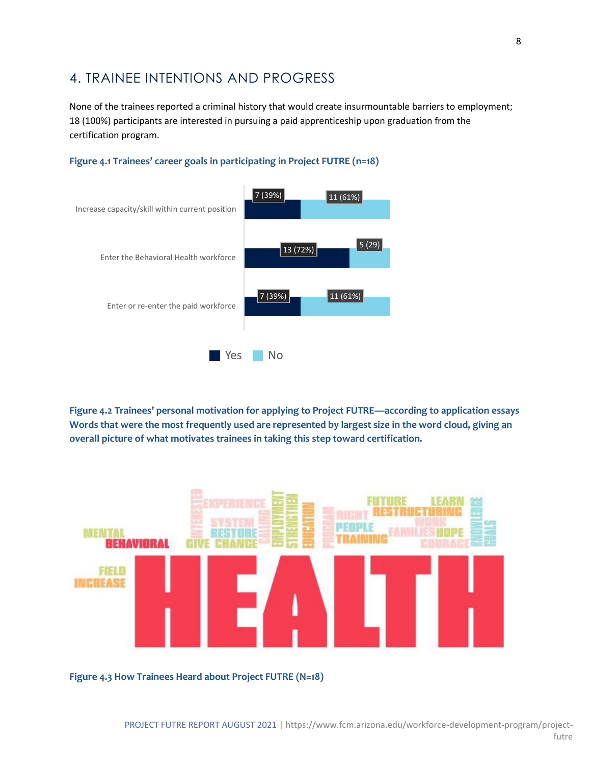## 4. TRAINEE INTENTIONS AND PROGRESS

None of the trainees reported a criminal history that would create insurmountable barriers to employment; 18 (100%) participants are interested in pursuing a paid apprenticeship upon graduation from the certification program.

**Figure 4.1 Trainees' career goals in participating in Project FUTRE (n=18)**

| | Yes | No |
|---|---|---|
| Increase capacity/skill within current position | 7 (39%) | 11 (61%) |
| Enter the Behavioral Health workforce | 13 (72%) | 5 (29) |
| Enter or re-enter the paid workforce | 7 (39%) | 11 (61%) |

**Figure 4.2 Trainees' personal motivation for applying to Project FUTRE—according to application essays Words that were the most frequently used are represented by largest size in the word cloud, giving an overall picture of what motivates trainees in taking this step toward certification.**

**Figure 4.3 How Trainees Heard about Project FUTRE (N=18)**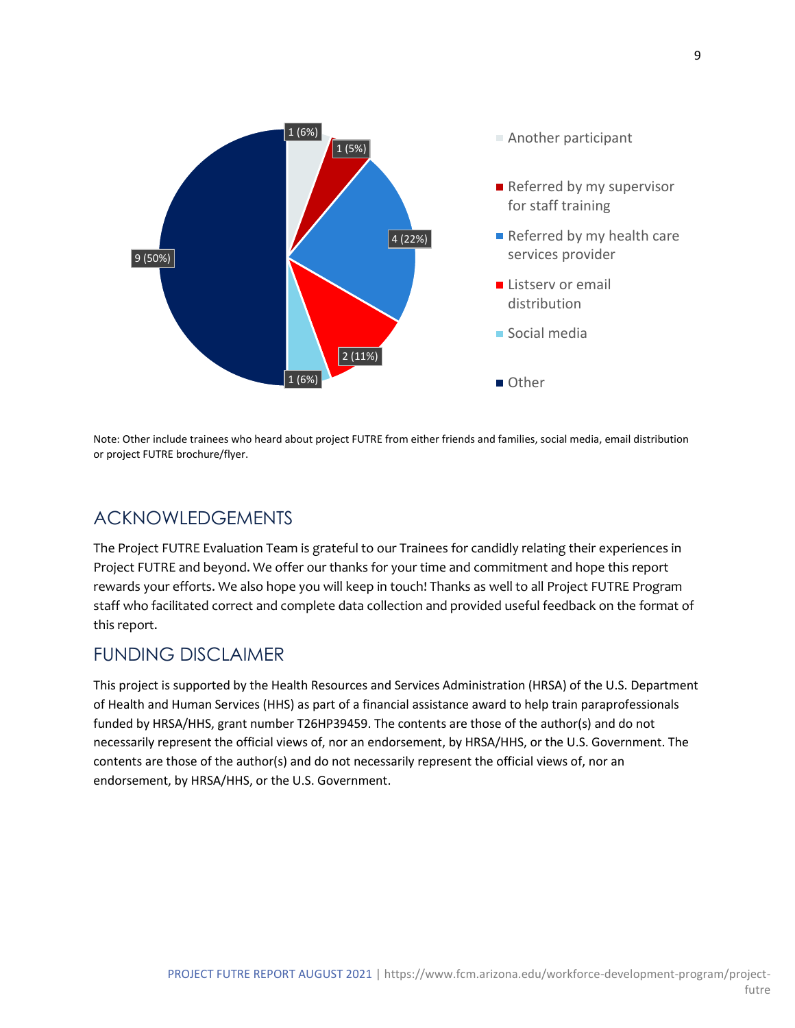1 (6%)
1 (5%)
4 (22%)
9 (50%)
2 (11%)
1 (6%)

Another participant
Referred by my supervisor for staff training
Referred by my health care services provider
Listserv or email distribution
Social media
Other

Note: Other include trainees who heard about project FUTRE from either friends and families, social media, email distribution or project FUTRE brochure/flyer.

## ACKNOWLEDGEMENTS

The Project FUTRE Evaluation Team is grateful to our Trainees for candidly relating their experiences in Project FUTRE and beyond. We offer our thanks for your time and commitment and hope this report rewards your efforts. We also hope you will keep in touch! Thanks as well to all Project FUTRE Program staff who facilitated correct and complete data collection and provided useful feedback on the format of this report.

## FUNDING DISCLAIMER

This project is supported by the Health Resources and Services Administration (HRSA) of the U.S. Department of Health and Human Services (HHS) as part of a financial assistance award to help train paraprofessionals funded by HRSA/HHS, grant number T26HP39459. The contents are those of the author(s) and do not necessarily represent the official views of, nor an endorsement, by HRSA/HHS, or the U.S. Government. The contents are those of the author(s) and do not necessarily represent the official views of, nor an endorsement, by HRSA/HHS, or the U.S. Government.